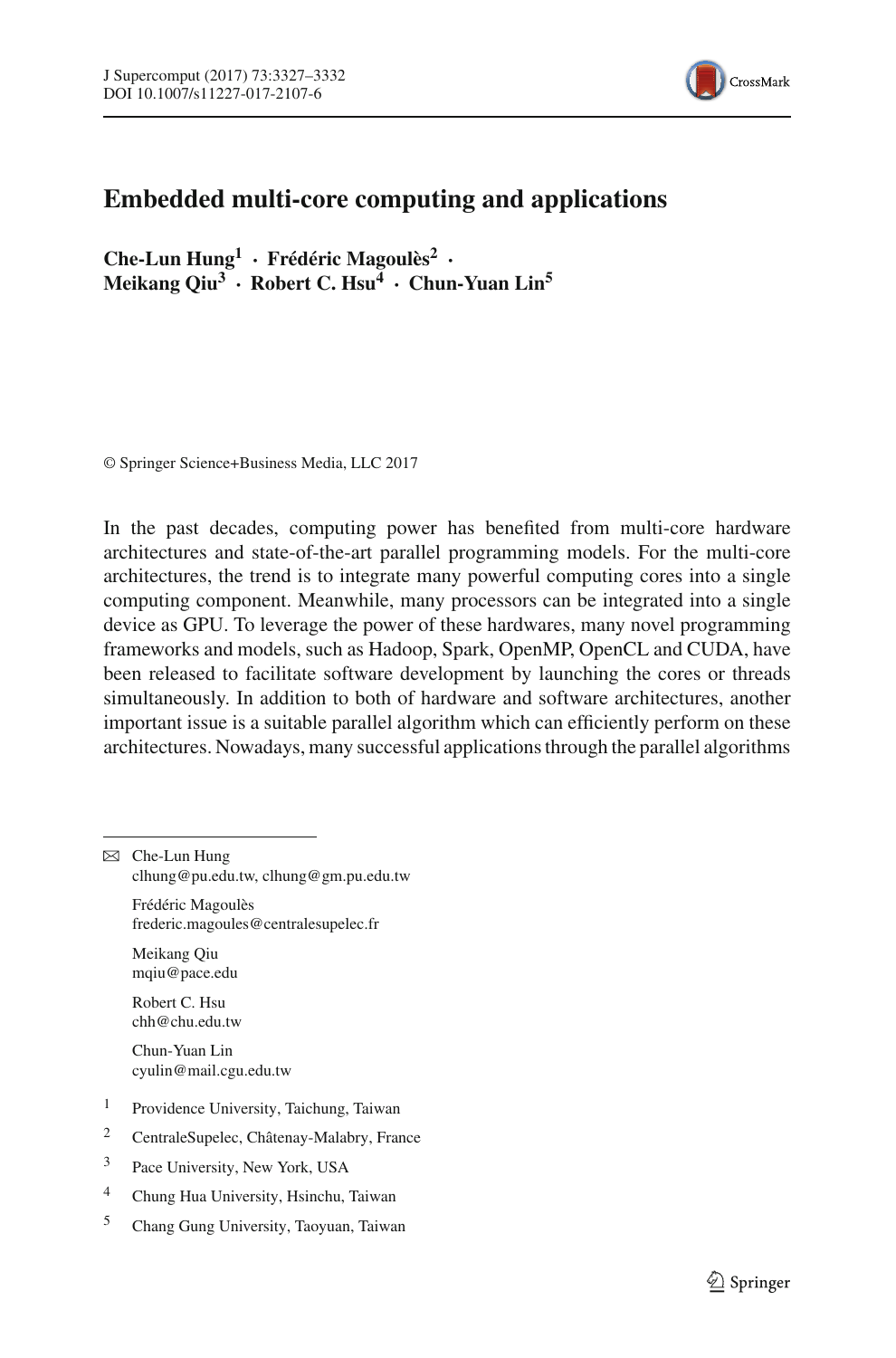# Embedded multi-core computing and applications

**Che-Lun Hung[1] · Frédéric Magoulès[2] · Meikang Qiu[3] · Robert C. Hsu[4] · Chun-Yuan Lin[5]**

© Springer Science+Business Media, LLC 2017

In the past decades, computing power has benefited from multi-core hardware architectures and state-of-the-art parallel programming models. For the multi-core architectures, the trend is to integrate many powerful computing cores into a single computing component. Meanwhile, many processors can be integrated into a single device as GPU. To leverage the power of these hardwares, many novel programming frameworks and models, such as Hadoop, Spark, OpenMP, OpenCL and CUDA, have been released to facilitate software development by launching the cores or threads simultaneously. In addition to both of hardware and software architectures, another important issue is a suitable parallel algorithm which can efficiently perform on these architectures. Nowadays, many successful applications through the parallel algorithms

---

✉ Che-Lun Hung
clhung@pu.edu.tw, clhung@gm.pu.edu.tw

Frédéric Magoulès
frederic.magoules@centralesupelec.fr

Meikang Qiu
mqiu@pace.edu

Robert C. Hsu
chh@chu.edu.tw

Chun-Yuan Lin
cyulin@mail.cgu.edu.tw

[1] Providence University, Taichung, Taiwan

[2] CentraleSupelec, Châtenay-Malabry, France

[3] Pace University, New York, USA

[4] Chung Hua University, Hsinchu, Taiwan

[5] Chang Gung University, Taoyuan, Taiwan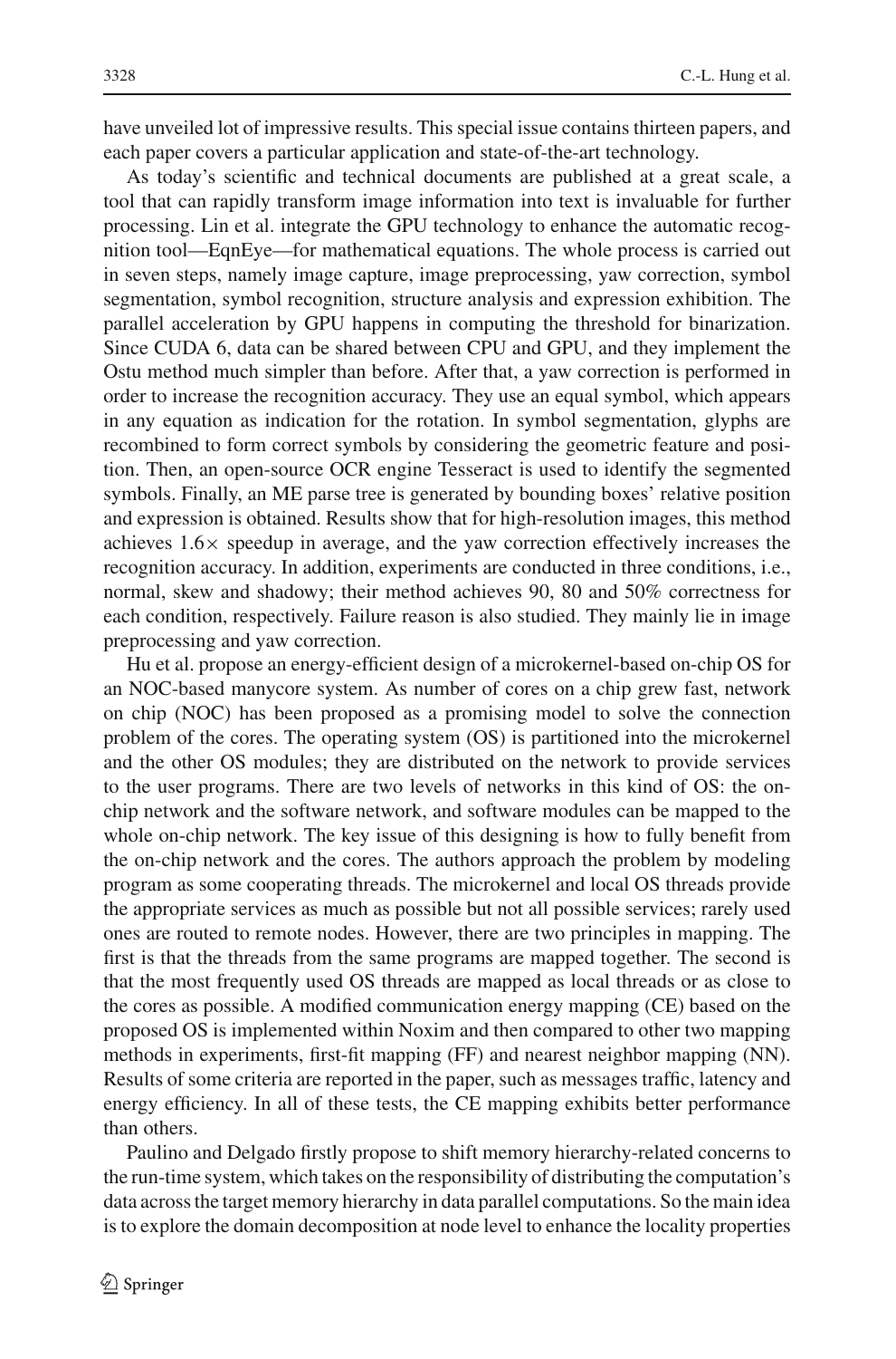have unveiled lot of impressive results. This special issue contains thirteen papers, and each paper covers a particular application and state-of-the-art technology.

As today's scientific and technical documents are published at a great scale, a tool that can rapidly transform image information into text is invaluable for further processing. Lin et al. integrate the GPU technology to enhance the automatic recognition tool—EqnEye—for mathematical equations. The whole process is carried out in seven steps, namely image capture, image preprocessing, yaw correction, symbol segmentation, symbol recognition, structure analysis and expression exhibition. The parallel acceleration by GPU happens in computing the threshold for binarization. Since CUDA 6, data can be shared between CPU and GPU, and they implement the Ostu method much simpler than before. After that, a yaw correction is performed in order to increase the recognition accuracy. They use an equal symbol, which appears in any equation as indication for the rotation. In symbol segmentation, glyphs are recombined to form correct symbols by considering the geometric feature and position. Then, an open-source OCR engine Tesseract is used to identify the segmented symbols. Finally, an ME parse tree is generated by bounding boxes' relative position and expression is obtained. Results show that for high-resolution images, this method achieves $1.6\times$ speedup in average, and the yaw correction effectively increases the recognition accuracy. In addition, experiments are conducted in three conditions, i.e., normal, skew and shadowy; their method achieves 90, 80 and 50% correctness for each condition, respectively. Failure reason is also studied. They mainly lie in image preprocessing and yaw correction.

Hu et al. propose an energy-efficient design of a microkernel-based on-chip OS for an NOC-based manycore system. As number of cores on a chip grew fast, network on chip (NOC) has been proposed as a promising model to solve the connection problem of the cores. The operating system (OS) is partitioned into the microkernel and the other OS modules; they are distributed on the network to provide services to the user programs. There are two levels of networks in this kind of OS: the on-chip network and the software network, and software modules can be mapped to the whole on-chip network. The key issue of this designing is how to fully benefit from the on-chip network and the cores. The authors approach the problem by modeling program as some cooperating threads. The microkernel and local OS threads provide the appropriate services as much as possible but not all possible services; rarely used ones are routed to remote nodes. However, there are two principles in mapping. The first is that the threads from the same programs are mapped together. The second is that the most frequently used OS threads are mapped as local threads or as close to the cores as possible. A modified communication energy mapping (CE) based on the proposed OS is implemented within Noxim and then compared to other two mapping methods in experiments, first-fit mapping (FF) and nearest neighbor mapping (NN). Results of some criteria are reported in the paper, such as messages traffic, latency and energy efficiency. In all of these tests, the CE mapping exhibits better performance than others.

Paulino and Delgado firstly propose to shift memory hierarchy-related concerns to the run-time system, which takes on the responsibility of distributing the computation's data across the target memory hierarchy in data parallel computations. So the main idea is to explore the domain decomposition at node level to enhance the locality properties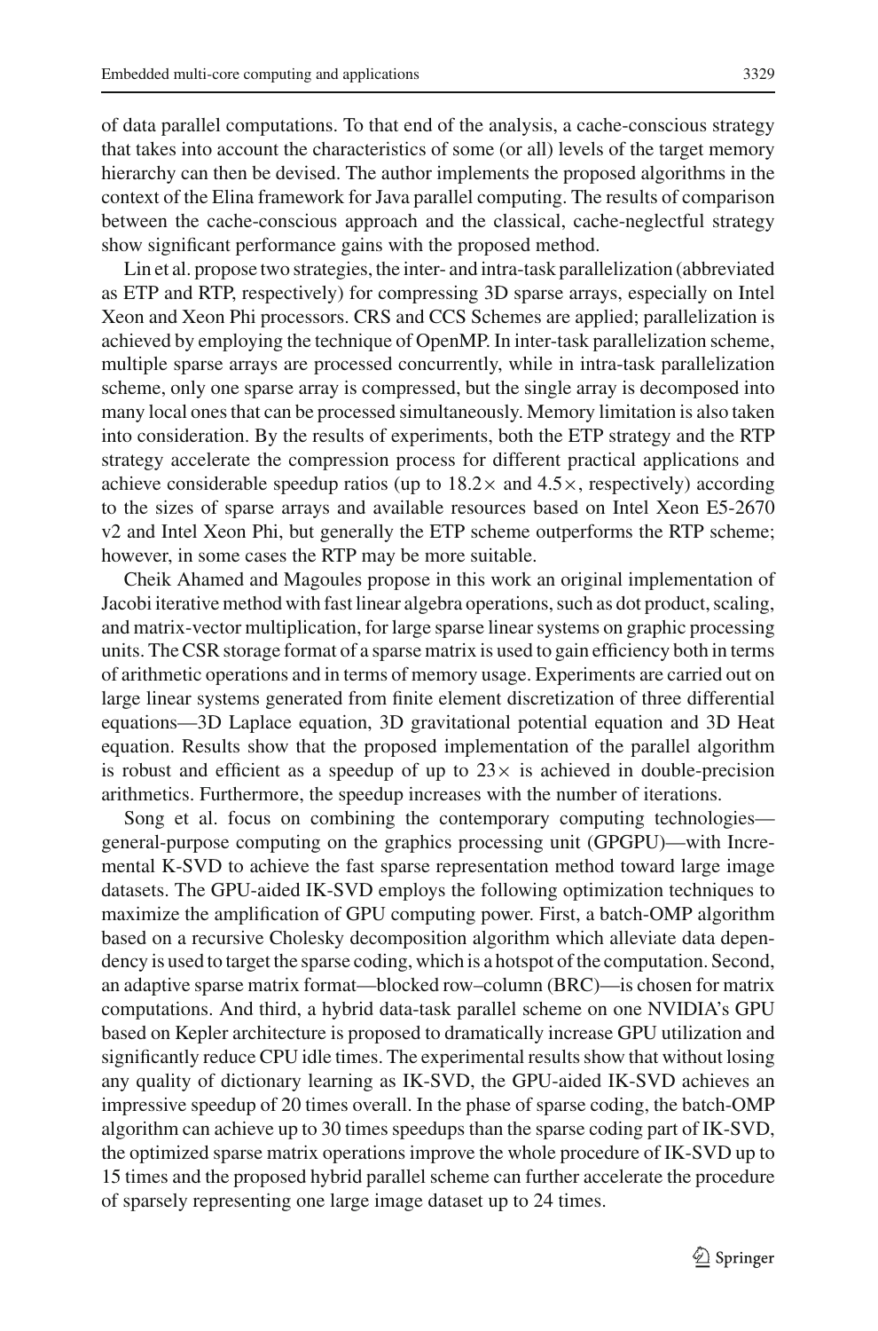of data parallel computations. To that end of the analysis, a cache-conscious strategy that takes into account the characteristics of some (or all) levels of the target memory hierarchy can then be devised. The author implements the proposed algorithms in the context of the Elina framework for Java parallel computing. The results of comparison between the cache-conscious approach and the classical, cache-neglectful strategy show significant performance gains with the proposed method.

Lin et al. propose two strategies, the inter- and intra-task parallelization (abbreviated as ETP and RTP, respectively) for compressing 3D sparse arrays, especially on Intel Xeon and Xeon Phi processors. CRS and CCS Schemes are applied; parallelization is achieved by employing the technique of OpenMP. In inter-task parallelization scheme, multiple sparse arrays are processed concurrently, while in intra-task parallelization scheme, only one sparse array is compressed, but the single array is decomposed into many local ones that can be processed simultaneously. Memory limitation is also taken into consideration. By the results of experiments, both the ETP strategy and the RTP strategy accelerate the compression process for different practical applications and achieve considerable speedup ratios (up to $18.2\times$ and $4.5\times$, respectively) according to the sizes of sparse arrays and available resources based on Intel Xeon E5-2670 v2 and Intel Xeon Phi, but generally the ETP scheme outperforms the RTP scheme; however, in some cases the RTP may be more suitable.

Cheik Ahamed and Magoules propose in this work an original implementation of Jacobi iterative method with fast linear algebra operations, such as dot product, scaling, and matrix-vector multiplication, for large sparse linear systems on graphic processing units. The CSR storage format of a sparse matrix is used to gain efficiency both in terms of arithmetic operations and in terms of memory usage. Experiments are carried out on large linear systems generated from finite element discretization of three differential equations—3D Laplace equation, 3D gravitational potential equation and 3D Heat equation. Results show that the proposed implementation of the parallel algorithm is robust and efficient as a speedup of up to $23\times$ is achieved in double-precision arithmetics. Furthermore, the speedup increases with the number of iterations.

Song et al. focus on combining the contemporary computing technologies—general-purpose computing on the graphics processing unit (GPGPU)—with Incremental K-SVD to achieve the fast sparse representation method toward large image datasets. The GPU-aided IK-SVD employs the following optimization techniques to maximize the amplification of GPU computing power. First, a batch-OMP algorithm based on a recursive Cholesky decomposition algorithm which alleviate data dependency is used to target the sparse coding, which is a hotspot of the computation. Second, an adaptive sparse matrix format—blocked row–column (BRC)—is chosen for matrix computations. And third, a hybrid data-task parallel scheme on one NVIDIA's GPU based on Kepler architecture is proposed to dramatically increase GPU utilization and significantly reduce CPU idle times. The experimental results show that without losing any quality of dictionary learning as IK-SVD, the GPU-aided IK-SVD achieves an impressive speedup of 20 times overall. In the phase of sparse coding, the batch-OMP algorithm can achieve up to 30 times speedups than the sparse coding part of IK-SVD, the optimized sparse matrix operations improve the whole procedure of IK-SVD up to 15 times and the proposed hybrid parallel scheme can further accelerate the procedure of sparsely representing one large image dataset up to 24 times.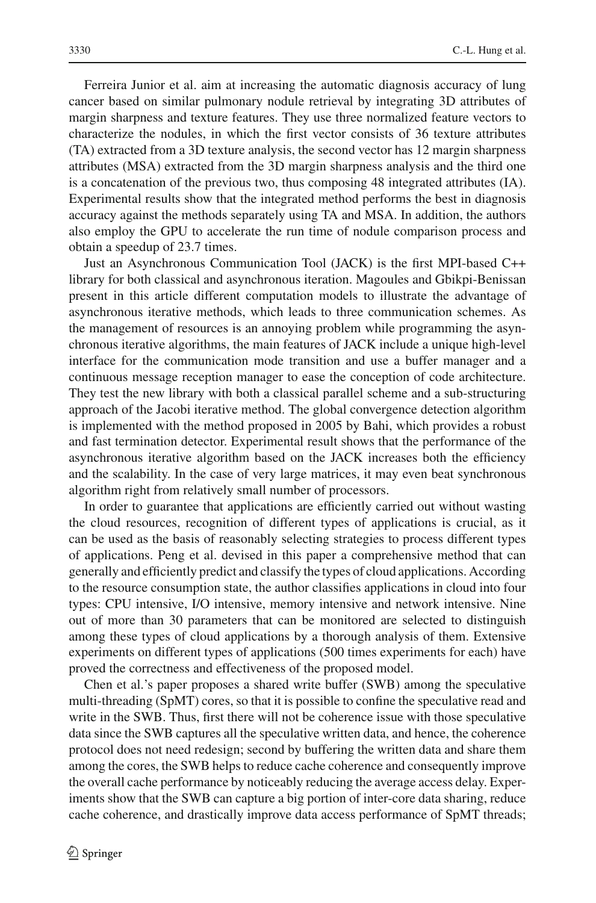Ferreira Junior et al. aim at increasing the automatic diagnosis accuracy of lung cancer based on similar pulmonary nodule retrieval by integrating 3D attributes of margin sharpness and texture features. They use three normalized feature vectors to characterize the nodules, in which the first vector consists of 36 texture attributes (TA) extracted from a 3D texture analysis, the second vector has 12 margin sharpness attributes (MSA) extracted from the 3D margin sharpness analysis and the third one is a concatenation of the previous two, thus composing 48 integrated attributes (IA). Experimental results show that the integrated method performs the best in diagnosis accuracy against the methods separately using TA and MSA. In addition, the authors also employ the GPU to accelerate the run time of nodule comparison process and obtain a speedup of 23.7 times.

Just an Asynchronous Communication Tool (JACK) is the first MPI-based C++ library for both classical and asynchronous iteration. Magoules and Gbikpi-Benissan present in this article different computation models to illustrate the advantage of asynchronous iterative methods, which leads to three communication schemes. As the management of resources is an annoying problem while programming the asynchronous iterative algorithms, the main features of JACK include a unique high-level interface for the communication mode transition and use a buffer manager and a continuous message reception manager to ease the conception of code architecture. They test the new library with both a classical parallel scheme and a sub-structuring approach of the Jacobi iterative method. The global convergence detection algorithm is implemented with the method proposed in 2005 by Bahi, which provides a robust and fast termination detector. Experimental result shows that the performance of the asynchronous iterative algorithm based on the JACK increases both the efficiency and the scalability. In the case of very large matrices, it may even beat synchronous algorithm right from relatively small number of processors.

In order to guarantee that applications are efficiently carried out without wasting the cloud resources, recognition of different types of applications is crucial, as it can be used as the basis of reasonably selecting strategies to process different types of applications. Peng et al. devised in this paper a comprehensive method that can generally and efficiently predict and classify the types of cloud applications. According to the resource consumption state, the author classifies applications in cloud into four types: CPU intensive, I/O intensive, memory intensive and network intensive. Nine out of more than 30 parameters that can be monitored are selected to distinguish among these types of cloud applications by a thorough analysis of them. Extensive experiments on different types of applications (500 times experiments for each) have proved the correctness and effectiveness of the proposed model.

Chen et al.'s paper proposes a shared write buffer (SWB) among the speculative multi-threading (SpMT) cores, so that it is possible to confine the speculative read and write in the SWB. Thus, first there will not be coherence issue with those speculative data since the SWB captures all the speculative written data, and hence, the coherence protocol does not need redesign; second by buffering the written data and share them among the cores, the SWB helps to reduce cache coherence and consequently improve the overall cache performance by noticeably reducing the average access delay. Experiments show that the SWB can capture a big portion of inter-core data sharing, reduce cache coherence, and drastically improve data access performance of SpMT threads;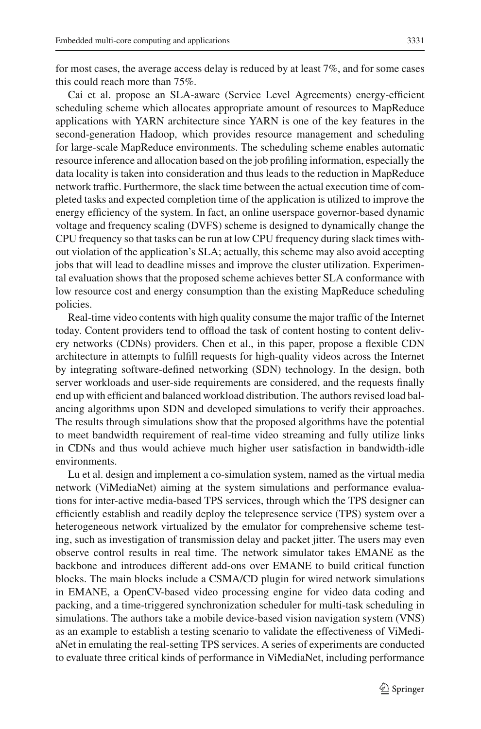for most cases, the average access delay is reduced by at least 7%, and for some cases this could reach more than 75%.

Cai et al. propose an SLA-aware (Service Level Agreements) energy-efficient scheduling scheme which allocates appropriate amount of resources to MapReduce applications with YARN architecture since YARN is one of the key features in the second-generation Hadoop, which provides resource management and scheduling for large-scale MapReduce environments. The scheduling scheme enables automatic resource inference and allocation based on the job profiling information, especially the data locality is taken into consideration and thus leads to the reduction in MapReduce network traffic. Furthermore, the slack time between the actual execution time of completed tasks and expected completion time of the application is utilized to improve the energy efficiency of the system. In fact, an online userspace governor-based dynamic voltage and frequency scaling (DVFS) scheme is designed to dynamically change the CPU frequency so that tasks can be run at low CPU frequency during slack times without violation of the application's SLA; actually, this scheme may also avoid accepting jobs that will lead to deadline misses and improve the cluster utilization. Experimental evaluation shows that the proposed scheme achieves better SLA conformance with low resource cost and energy consumption than the existing MapReduce scheduling policies.

Real-time video contents with high quality consume the major traffic of the Internet today. Content providers tend to offload the task of content hosting to content delivery networks (CDNs) providers. Chen et al., in this paper, propose a flexible CDN architecture in attempts to fulfill requests for high-quality videos across the Internet by integrating software-defined networking (SDN) technology. In the design, both server workloads and user-side requirements are considered, and the requests finally end up with efficient and balanced workload distribution. The authors revised load balancing algorithms upon SDN and developed simulations to verify their approaches. The results through simulations show that the proposed algorithms have the potential to meet bandwidth requirement of real-time video streaming and fully utilize links in CDNs and thus would achieve much higher user satisfaction in bandwidth-idle environments.

Lu et al. design and implement a co-simulation system, named as the virtual media network (ViMediaNet) aiming at the system simulations and performance evaluations for inter-active media-based TPS services, through which the TPS designer can efficiently establish and readily deploy the telepresence service (TPS) system over a heterogeneous network virtualized by the emulator for comprehensive scheme testing, such as investigation of transmission delay and packet jitter. The users may even observe control results in real time. The network simulator takes EMANE as the backbone and introduces different add-ons over EMANE to build critical function blocks. The main blocks include a CSMA/CD plugin for wired network simulations in EMANE, a OpenCV-based video processing engine for video data coding and packing, and a time-triggered synchronization scheduler for multi-task scheduling in simulations. The authors take a mobile device-based vision navigation system (VNS) as an example to establish a testing scenario to validate the effectiveness of ViMediaNet in emulating the real-setting TPS services. A series of experiments are conducted to evaluate three critical kinds of performance in ViMediaNet, including performance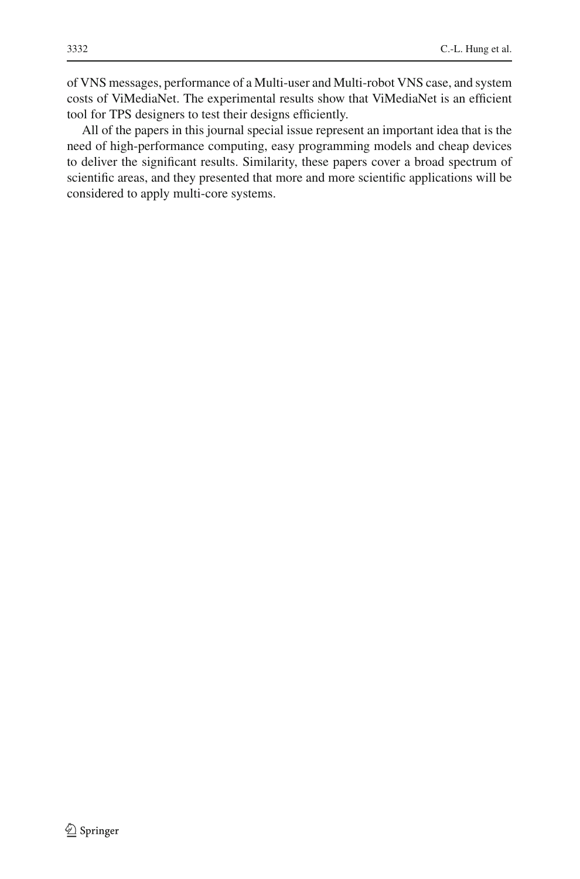of VNS messages, performance of a Multi-user and Multi-robot VNS case, and system costs of ViMediaNet. The experimental results show that ViMediaNet is an efficient tool for TPS designers to test their designs efficiently.

All of the papers in this journal special issue represent an important idea that is the need of high-performance computing, easy programming models and cheap devices to deliver the significant results. Similarity, these papers cover a broad spectrum of scientific areas, and they presented that more and more scientific applications will be considered to apply multi-core systems.